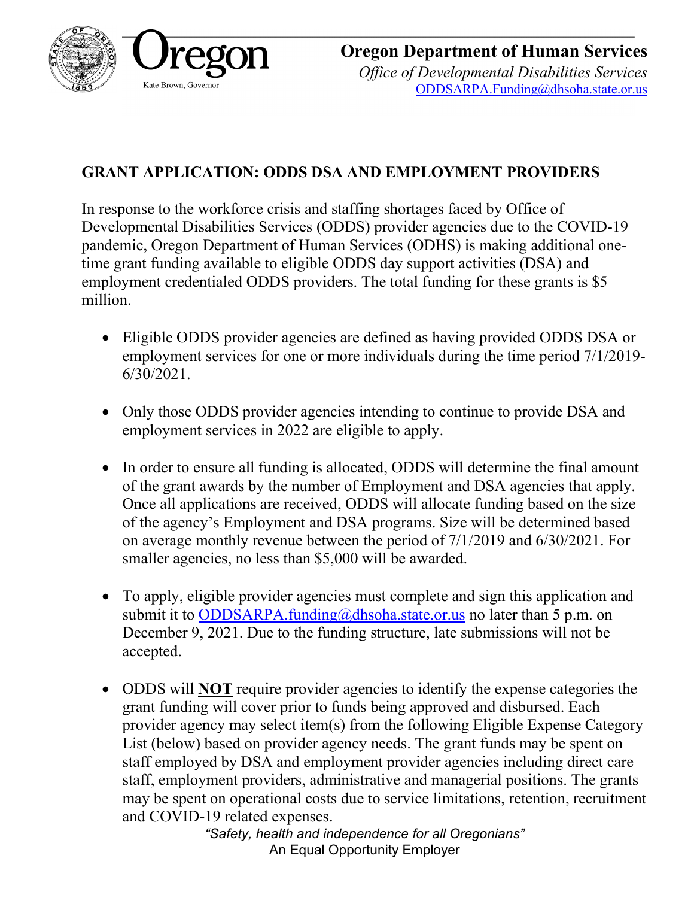Oregon

Kate Brown, Governor

**Oregon Department of Human Services**

*Office of Developmental Disabilities Services*

ODDSARPA.Funding@dhsoha.state.or.us

## GRANT APPLICATION: ODDS DSA AND EMPLOYMENT PROVIDERS

In response to the workforce crisis and staffing shortages faced by Office of Developmental Disabilities Services (ODDS) provider agencies due to the COVID-19 pandemic, Oregon Department of Human Services (ODHS) is making additional one-time grant funding available to eligible ODDS day support activities (DSA) and employment credentialed ODDS providers. The total funding for these grants is $5 million.

- Eligible ODDS provider agencies are defined as having provided ODDS DSA or employment services for one or more individuals during the time period 7/1/2019-6/30/2021.

- Only those ODDS provider agencies intending to continue to provide DSA and employment services in 2022 are eligible to apply.

- In order to ensure all funding is allocated, ODDS will determine the final amount of the grant awards by the number of Employment and DSA agencies that apply. Once all applications are received, ODDS will allocate funding based on the size of the agency's Employment and DSA programs. Size will be determined based on average monthly revenue between the period of 7/1/2019 and 6/30/2021. For smaller agencies, no less than $5,000 will be awarded.

- To apply, eligible provider agencies must complete and sign this application and submit it to ODDSARPA.funding@dhsoha.state.or.us no later than 5 p.m. on December 9, 2021. Due to the funding structure, late submissions will not be accepted.

- ODDS will **NOT** require provider agencies to identify the expense categories the grant funding will cover prior to funds being approved and disbursed. Each provider agency may select item(s) from the following Eligible Expense Category List (below) based on provider agency needs. The grant funds may be spent on staff employed by DSA and employment provider agencies including direct care staff, employment providers, administrative and managerial positions. The grants may be spent on operational costs due to service limitations, retention, recruitment and COVID-19 related expenses.

*"Safety, health and independence for all Oregonians"*

An Equal Opportunity Employer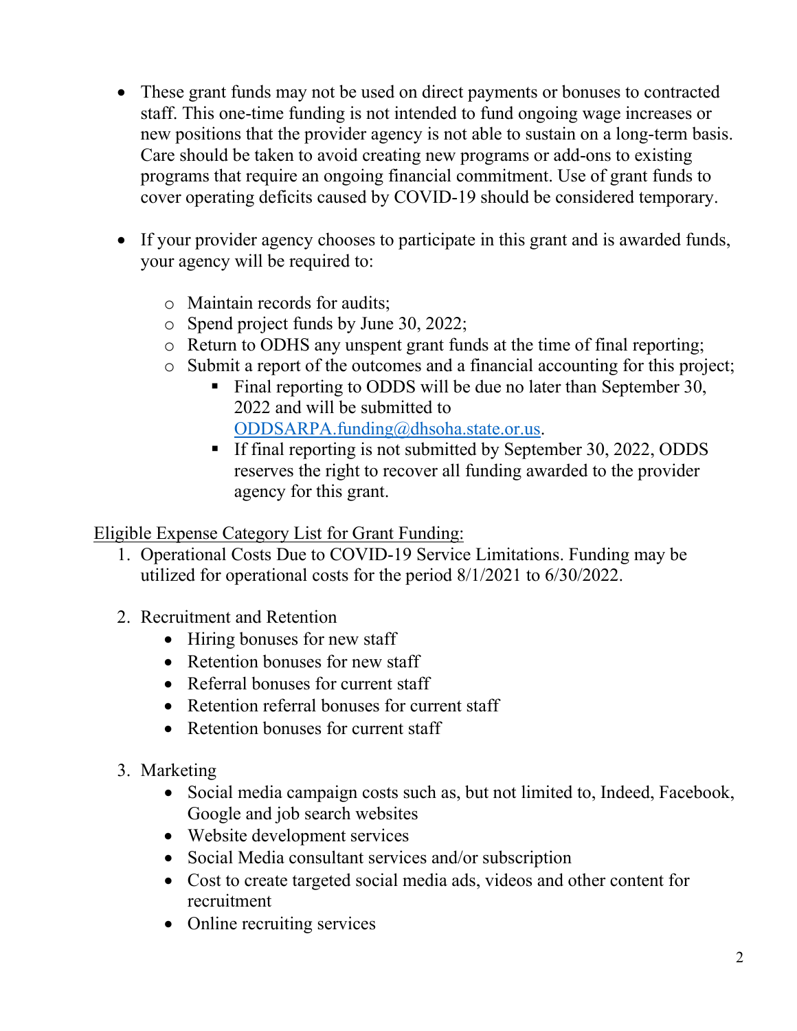- These grant funds may not be used on direct payments or bonuses to contracted staff. This one-time funding is not intended to fund ongoing wage increases or new positions that the provider agency is not able to sustain on a long-term basis. Care should be taken to avoid creating new programs or add-ons to existing programs that require an ongoing financial commitment. Use of grant funds to cover operating deficits caused by COVID-19 should be considered temporary.

- If your provider agency chooses to participate in this grant and is awarded funds, your agency will be required to:
  - Maintain records for audits;
  - Spend project funds by June 30, 2022;
  - Return to ODHS any unspent grant funds at the time of final reporting;
  - Submit a report of the outcomes and a financial accounting for this project;
    - Final reporting to ODDS will be due no later than September 30, 2022 and will be submitted to ODDSARPA.funding@dhsoha.state.or.us.
    - If final reporting is not submitted by September 30, 2022, ODDS reserves the right to recover all funding awarded to the provider agency for this grant.

Eligible Expense Category List for Grant Funding:

1. Operational Costs Due to COVID-19 Service Limitations. Funding may be utilized for operational costs for the period 8/1/2021 to 6/30/2022.

2. Recruitment and Retention
   - Hiring bonuses for new staff
   - Retention bonuses for new staff
   - Referral bonuses for current staff
   - Retention referral bonuses for current staff
   - Retention bonuses for current staff

3. Marketing
   - Social media campaign costs such as, but not limited to, Indeed, Facebook, Google and job search websites
   - Website development services
   - Social Media consultant services and/or subscription
   - Cost to create targeted social media ads, videos and other content for recruitment
   - Online recruiting services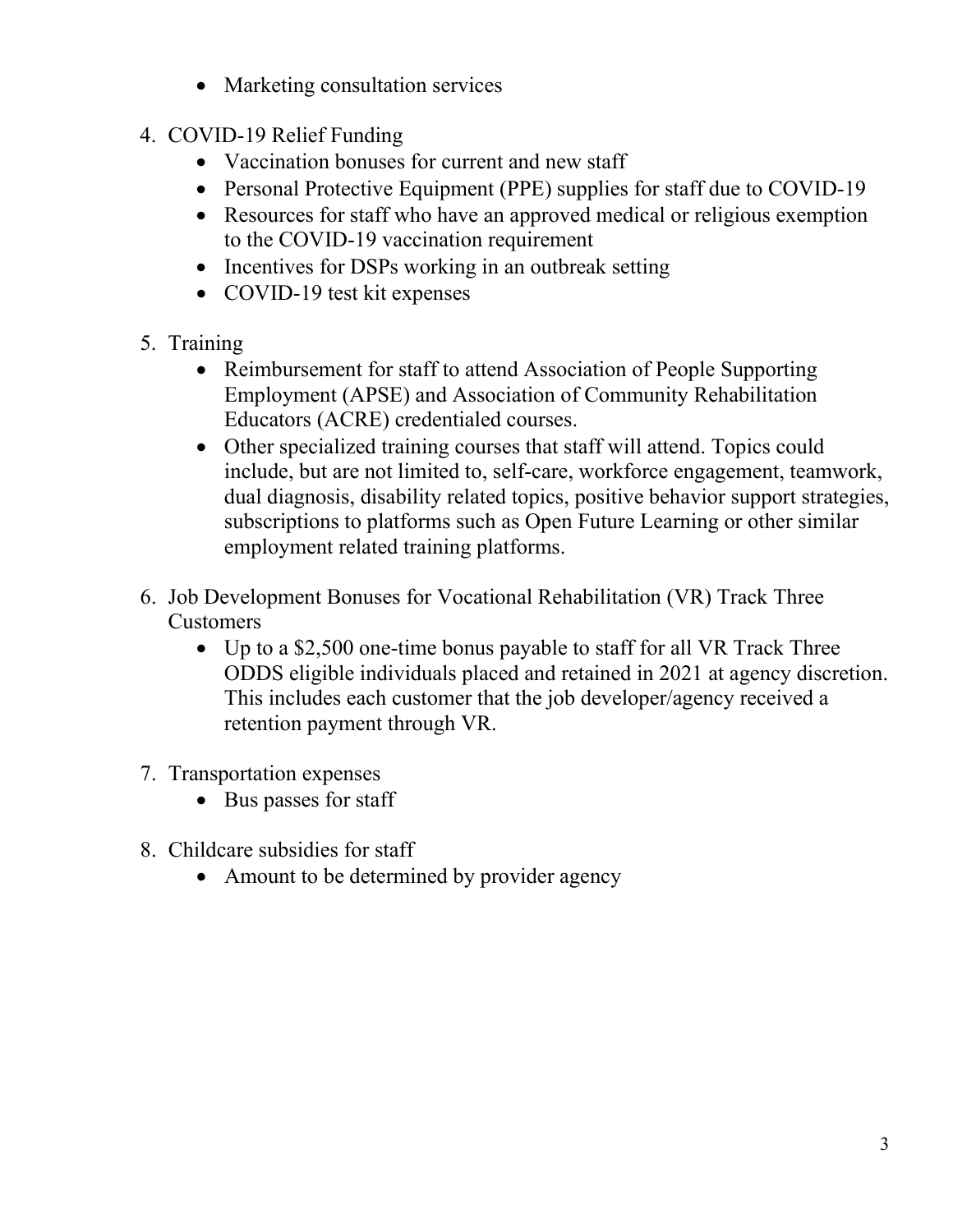- Marketing consultation services

4. COVID-19 Relief Funding
    - Vaccination bonuses for current and new staff
    - Personal Protective Equipment (PPE) supplies for staff due to COVID-19
    - Resources for staff who have an approved medical or religious exemption to the COVID-19 vaccination requirement
    - Incentives for DSPs working in an outbreak setting
    - COVID-19 test kit expenses

5. Training
    - Reimbursement for staff to attend Association of People Supporting Employment (APSE) and Association of Community Rehabilitation Educators (ACRE) credentialed courses.
    - Other specialized training courses that staff will attend. Topics could include, but are not limited to, self-care, workforce engagement, teamwork, dual diagnosis, disability related topics, positive behavior support strategies, subscriptions to platforms such as Open Future Learning or other similar employment related training platforms.

6. Job Development Bonuses for Vocational Rehabilitation (VR) Track Three Customers
    - Up to a $2,500 one-time bonus payable to staff for all VR Track Three ODDS eligible individuals placed and retained in 2021 at agency discretion. This includes each customer that the job developer/agency received a retention payment through VR.

7. Transportation expenses
    - Bus passes for staff

8. Childcare subsidies for staff
    - Amount to be determined by provider agency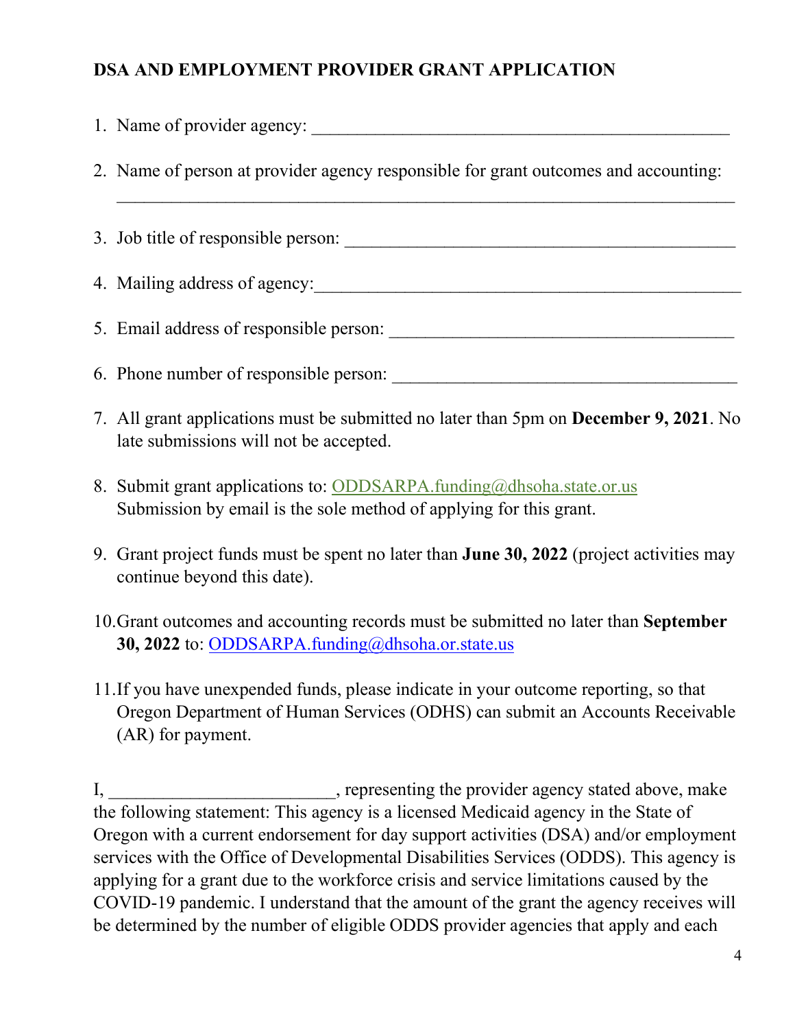**DSA AND EMPLOYMENT PROVIDER GRANT APPLICATION**

1. Name of provider agency: _______________________________________________

2. Name of person at provider agency responsible for grant outcomes and accounting:
   ______________________________________________________________________

3. Job title of responsible person: ____________________________________________

4. Mailing address of agency:________________________________________________

5. Email address of responsible person: _______________________________________

6. Phone number of responsible person: _______________________________________

7. All grant applications must be submitted no later than 5pm on **December 9, 2021**. No late submissions will not be accepted.

8. Submit grant applications to: ODDSARPA.funding@dhsoha.state.or.us
   Submission by email is the sole method of applying for this grant.

9. Grant project funds must be spent no later than **June 30, 2022** (project activities may continue beyond this date).

10. Grant outcomes and accounting records must be submitted no later than **September 30, 2022** to: ODDSARPA.funding@dhsoha.or.state.us

11. If you have unexpended funds, please indicate in your outcome reporting, so that Oregon Department of Human Services (ODHS) can submit an Accounts Receivable (AR) for payment.

I, ________________________, representing the provider agency stated above, make the following statement: This agency is a licensed Medicaid agency in the State of Oregon with a current endorsement for day support activities (DSA) and/or employment services with the Office of Developmental Disabilities Services (ODDS). This agency is applying for a grant due to the workforce crisis and service limitations caused by the COVID-19 pandemic. I understand that the amount of the grant the agency receives will be determined by the number of eligible ODDS provider agencies that apply and each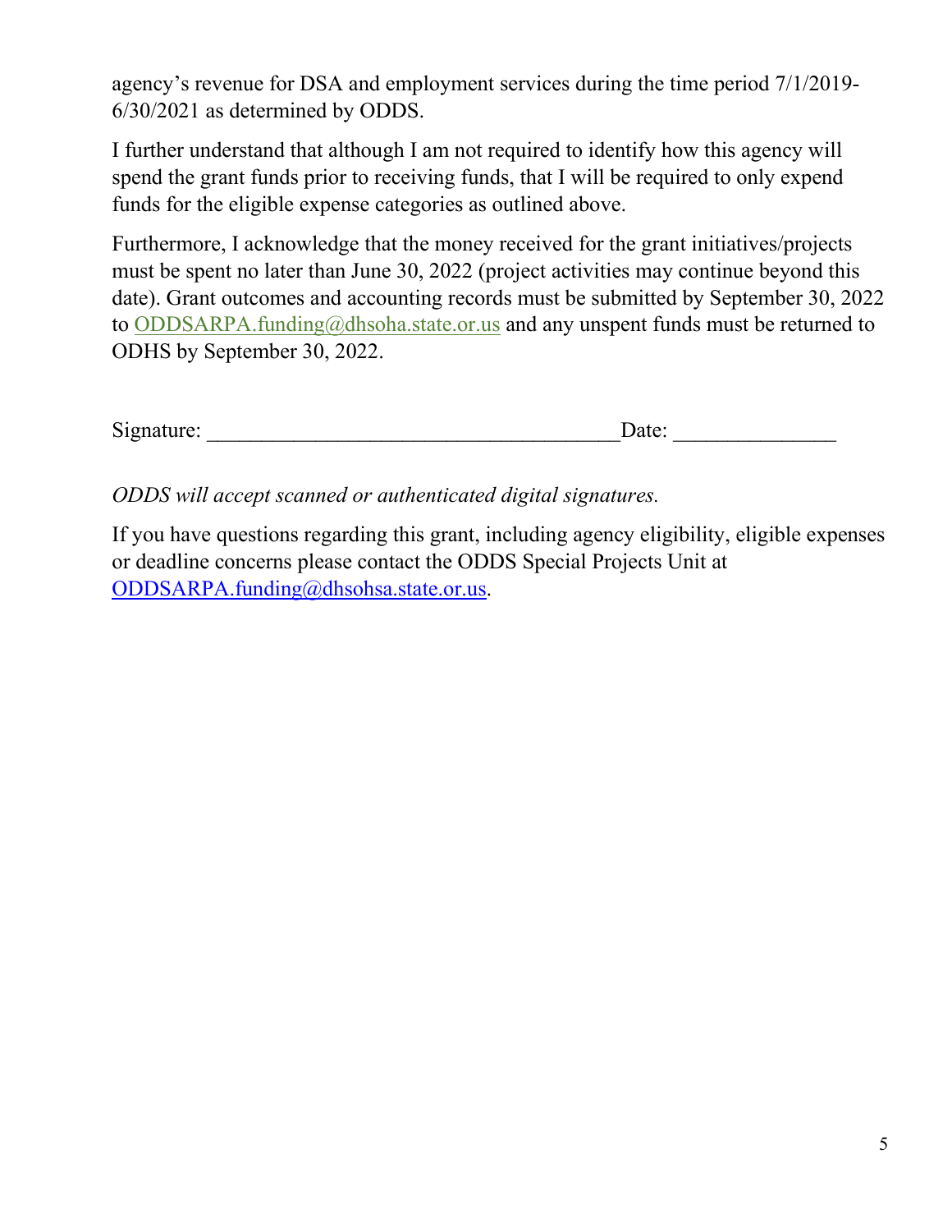agency's revenue for DSA and employment services during the time period 7/1/2019-6/30/2021 as determined by ODDS.

I further understand that although I am not required to identify how this agency will spend the grant funds prior to receiving funds, that I will be required to only expend funds for the eligible expense categories as outlined above.

Furthermore, I acknowledge that the money received for the grant initiatives/projects must be spent no later than June 30, 2022 (project activities may continue beyond this date). Grant outcomes and accounting records must be submitted by September 30, 2022 to ODDSARPA.funding@dhsoha.state.or.us and any unspent funds must be returned to ODHS by September 30, 2022.

Signature: ______________________________________Date: _______________

*ODDS will accept scanned or authenticated digital signatures.*

If you have questions regarding this grant, including agency eligibility, eligible expenses or deadline concerns please contact the ODDS Special Projects Unit at ODDSARPA.funding@dhsohsa.state.or.us.